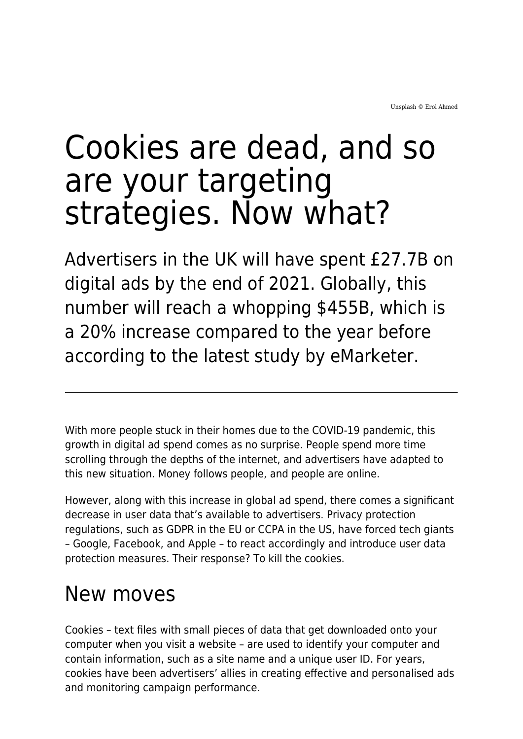Unsplash © Erol Ahmed

# Cookies are dead, and so are your targeting strategies. Now what?

Advertisers in the UK will have spent £27.7B on digital ads by the end of 2021. Globally, this number will reach a whopping $455B, which is a 20% increase compared to the year before according to the latest study by eMarketer.

---

With more people stuck in their homes due to the COVID-19 pandemic, this growth in digital ad spend comes as no surprise. People spend more time scrolling through the depths of the internet, and advertisers have adapted to this new situation. Money follows people, and people are online.

However, along with this increase in global ad spend, there comes a significant decrease in user data that's available to advertisers. Privacy protection regulations, such as GDPR in the EU or CCPA in the US, have forced tech giants – Google, Facebook, and Apple – to react accordingly and introduce user data protection measures. Their response? To kill the cookies.

## New moves

Cookies – text files with small pieces of data that get downloaded onto your computer when you visit a website – are used to identify your computer and contain information, such as a site name and a unique user ID. For years, cookies have been advertisers' allies in creating effective and personalised ads and monitoring campaign performance.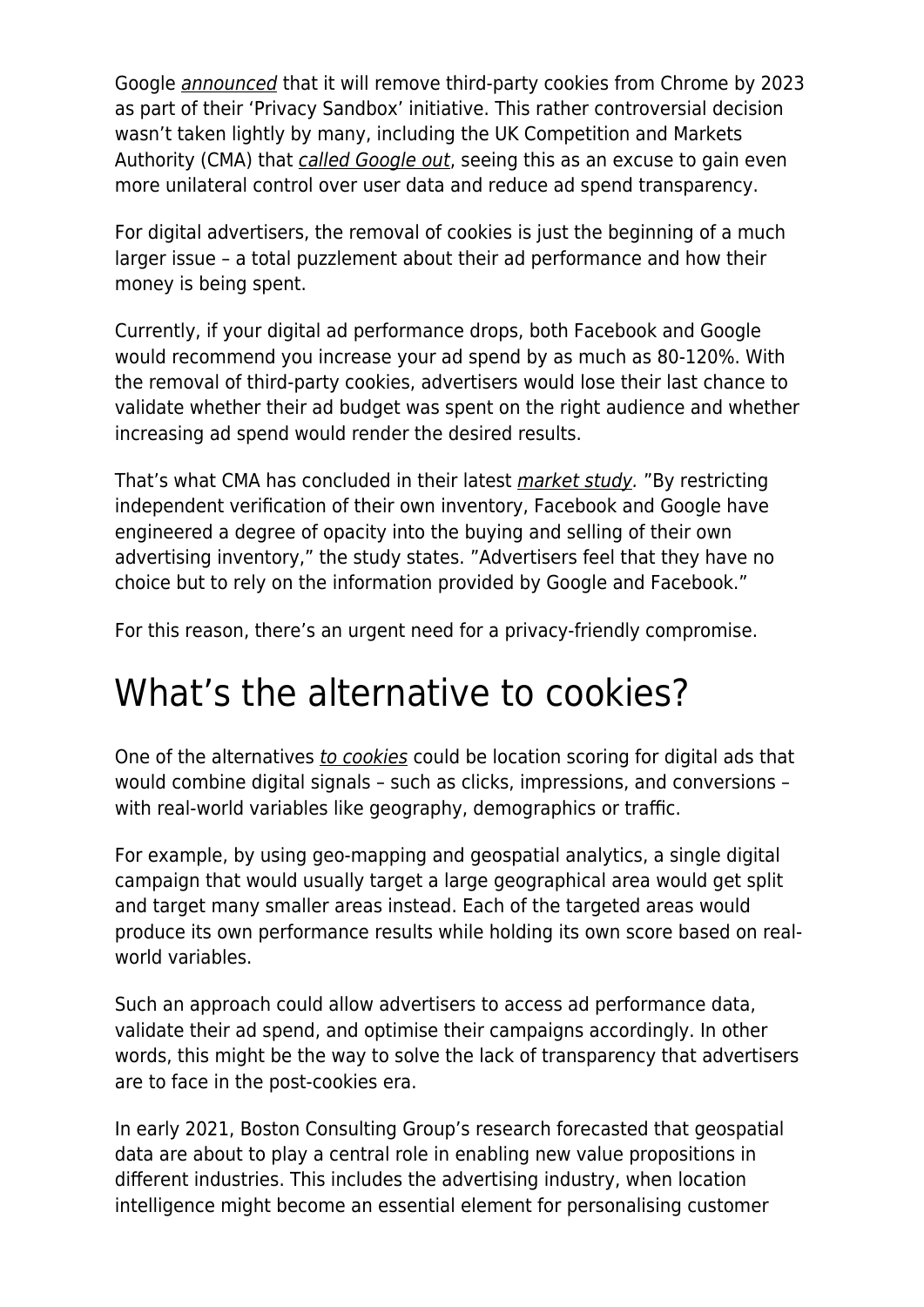Google *announced* that it will remove third-party cookies from Chrome by 2023 as part of their 'Privacy Sandbox' initiative. This rather controversial decision wasn't taken lightly by many, including the UK Competition and Markets Authority (CMA) that *called Google out*, seeing this as an excuse to gain even more unilateral control over user data and reduce ad spend transparency.

For digital advertisers, the removal of cookies is just the beginning of a much larger issue – a total puzzlement about their ad performance and how their money is being spent.

Currently, if your digital ad performance drops, both Facebook and Google would recommend you increase your ad spend by as much as 80-120%. With the removal of third-party cookies, advertisers would lose their last chance to validate whether their ad budget was spent on the right audience and whether increasing ad spend would render the desired results.

That's what CMA has concluded in their latest *market study*. "By restricting independent verification of their own inventory, Facebook and Google have engineered a degree of opacity into the buying and selling of their own advertising inventory," the study states. "Advertisers feel that they have no choice but to rely on the information provided by Google and Facebook."

For this reason, there's an urgent need for a privacy-friendly compromise.

# What's the alternative to cookies?

One of the alternatives *to cookies* could be location scoring for digital ads that would combine digital signals – such as clicks, impressions, and conversions – with real-world variables like geography, demographics or traffic.

For example, by using geo-mapping and geospatial analytics, a single digital campaign that would usually target a large geographical area would get split and target many smaller areas instead. Each of the targeted areas would produce its own performance results while holding its own score based on real-world variables.

Such an approach could allow advertisers to access ad performance data, validate their ad spend, and optimise their campaigns accordingly. In other words, this might be the way to solve the lack of transparency that advertisers are to face in the post-cookies era.

In early 2021, Boston Consulting Group's research forecasted that geospatial data are about to play a central role in enabling new value propositions in different industries. This includes the advertising industry, when location intelligence might become an essential element for personalising customer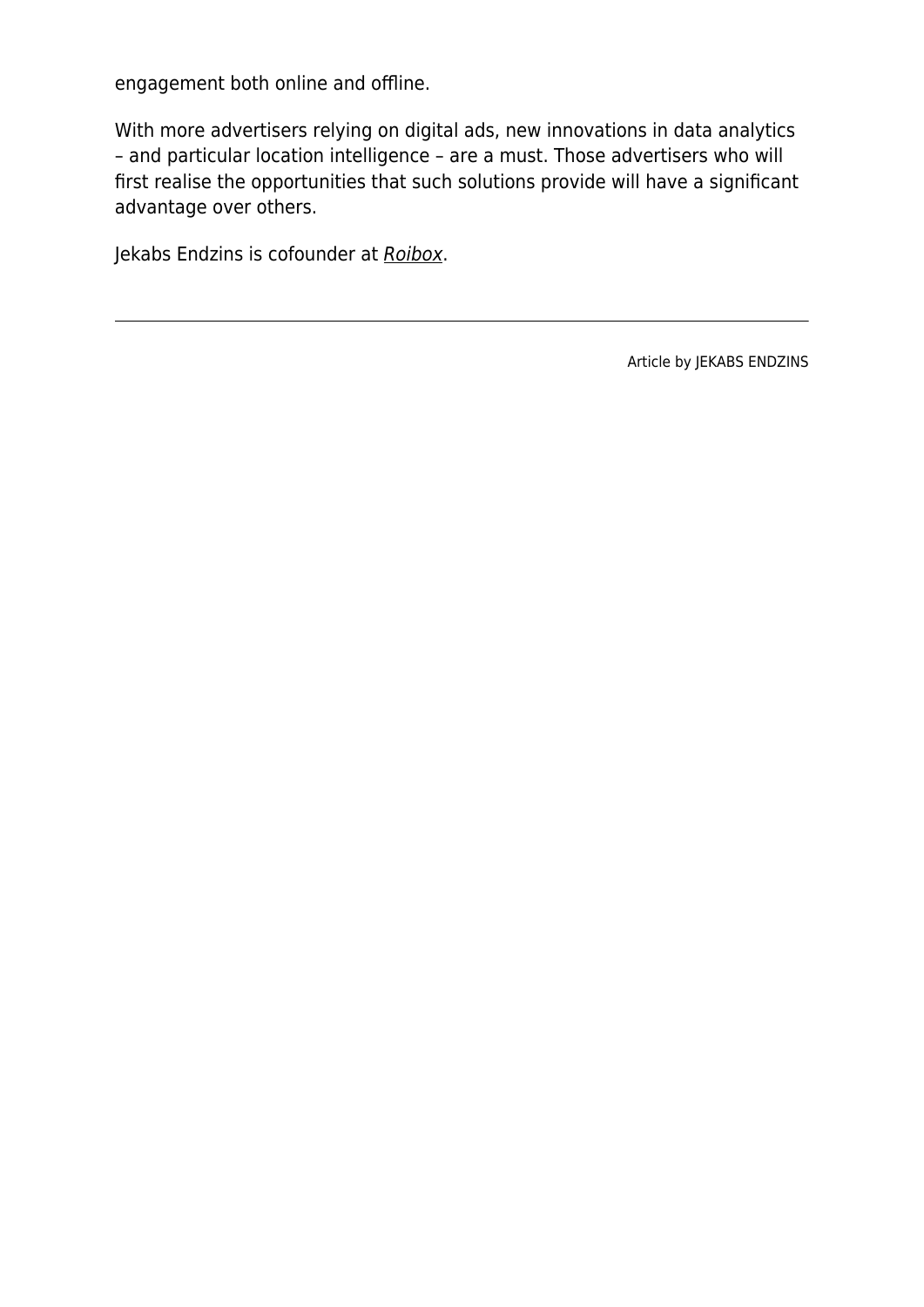engagement both online and offline.

With more advertisers relying on digital ads, new innovations in data analytics – and particular location intelligence – are a must. Those advertisers who will first realise the opportunities that such solutions provide will have a significant advantage over others.

Jekabs Endzins is cofounder at *Roibox*.

---

Article by JEKABS ENDZINS